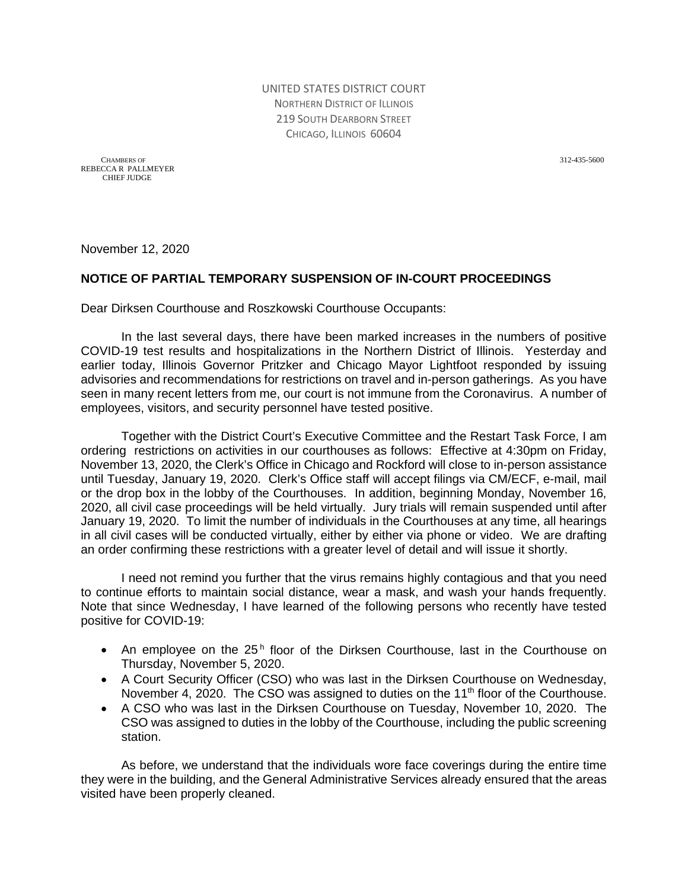UNITED STATES DISTRICT COURT
NORTHERN DISTRICT OF ILLINOIS
219 SOUTH DEARBORN STREET
CHICAGO, ILLINOIS 60604

CHAMBERS OF
REBECCA R PALLMEYER
CHIEF JUDGE

312-435-5600

November 12, 2020

**NOTICE OF PARTIAL TEMPORARY SUSPENSION OF IN-COURT PROCEEDINGS**

Dear Dirksen Courthouse and Roszkowski Courthouse Occupants:

In the last several days, there have been marked increases in the numbers of positive COVID-19 test results and hospitalizations in the Northern District of Illinois. Yesterday and earlier today, Illinois Governor Pritzker and Chicago Mayor Lightfoot responded by issuing advisories and recommendations for restrictions on travel and in-person gatherings. As you have seen in many recent letters from me, our court is not immune from the Coronavirus. A number of employees, visitors, and security personnel have tested positive.

Together with the District Court's Executive Committee and the Restart Task Force, I am ordering restrictions on activities in our courthouses as follows: Effective at 4:30pm on Friday, November 13, 2020, the Clerk's Office in Chicago and Rockford will close to in-person assistance until Tuesday, January 19, 2020. Clerk's Office staff will accept filings via CM/ECF, e-mail, mail or the drop box in the lobby of the Courthouses. In addition, beginning Monday, November 16, 2020, all civil case proceedings will be held virtually. Jury trials will remain suspended until after January 19, 2020. To limit the number of individuals in the Courthouses at any time, all hearings in all civil cases will be conducted virtually, either by either via phone or video. We are drafting an order confirming these restrictions with a greater level of detail and will issue it shortly.

I need not remind you further that the virus remains highly contagious and that you need to continue efforts to maintain social distance, wear a mask, and wash your hands frequently. Note that since Wednesday, I have learned of the following persons who recently have tested positive for COVID-19:

- An employee on the 25[h] floor of the Dirksen Courthouse, last in the Courthouse on Thursday, November 5, 2020.
- A Court Security Officer (CSO) who was last in the Dirksen Courthouse on Wednesday, November 4, 2020. The CSO was assigned to duties on the 11[th] floor of the Courthouse.
- A CSO who was last in the Dirksen Courthouse on Tuesday, November 10, 2020. The CSO was assigned to duties in the lobby of the Courthouse, including the public screening station.

As before, we understand that the individuals wore face coverings during the entire time they were in the building, and the General Administrative Services already ensured that the areas visited have been properly cleaned.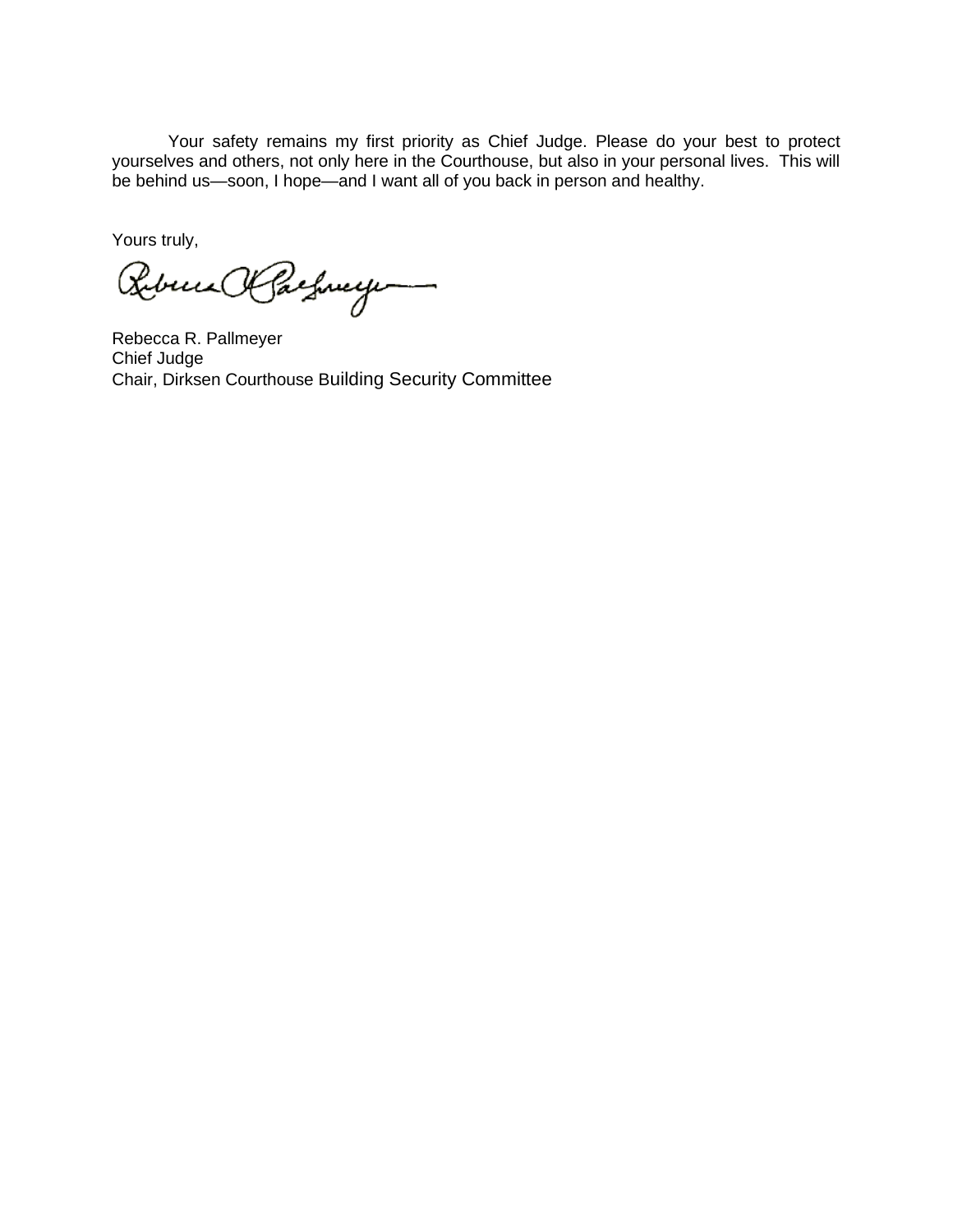Your safety remains my first priority as Chief Judge. Please do your best to protect yourselves and others, not only here in the Courthouse, but also in your personal lives. This will be behind us—soon, I hope—and I want all of you back in person and healthy.

Yours truly,

Rebecca R. Pallmeyer
Chief Judge
Chair, Dirksen Courthouse Building Security Committee